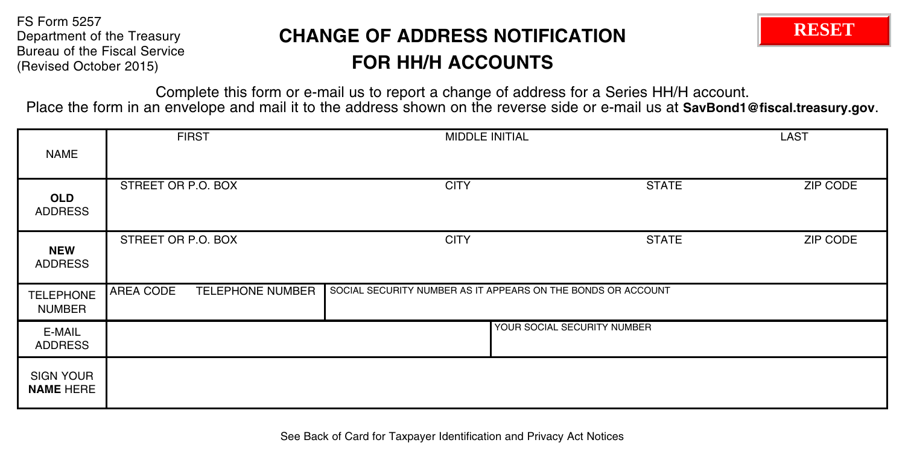FS Form 5257
Department of the Treasury
Bureau of the Fiscal Service
(Revised October 2015)

# CHANGE OF ADDRESS NOTIFICATION FOR HH/H ACCOUNTS

RESET

Complete this form or e-mail us to report a change of address for a Series HH/H account.
Place the form in an envelope and mail it to the address shown on the reverse side or e-mail us at **SavBond1@fiscal.treasury.gov**.

| | | | | |
|---|---|---|---|---|
| NAME | FIRST | MIDDLE INITIAL | | LAST |
| **OLD** ADDRESS | STREET OR P.O. BOX | CITY | STATE | ZIP CODE |
| **NEW** ADDRESS | STREET OR P.O. BOX | CITY | STATE | ZIP CODE |
| TELEPHONE NUMBER | AREA CODE TELEPHONE NUMBER | SOCIAL SECURITY NUMBER AS IT APPEARS ON THE BONDS OR ACCOUNT | | |
| E-MAIL ADDRESS | | | YOUR SOCIAL SECURITY NUMBER | |
| SIGN YOUR **NAME** HERE | | | | |

See Back of Card for Taxpayer Identification and Privacy Act Notices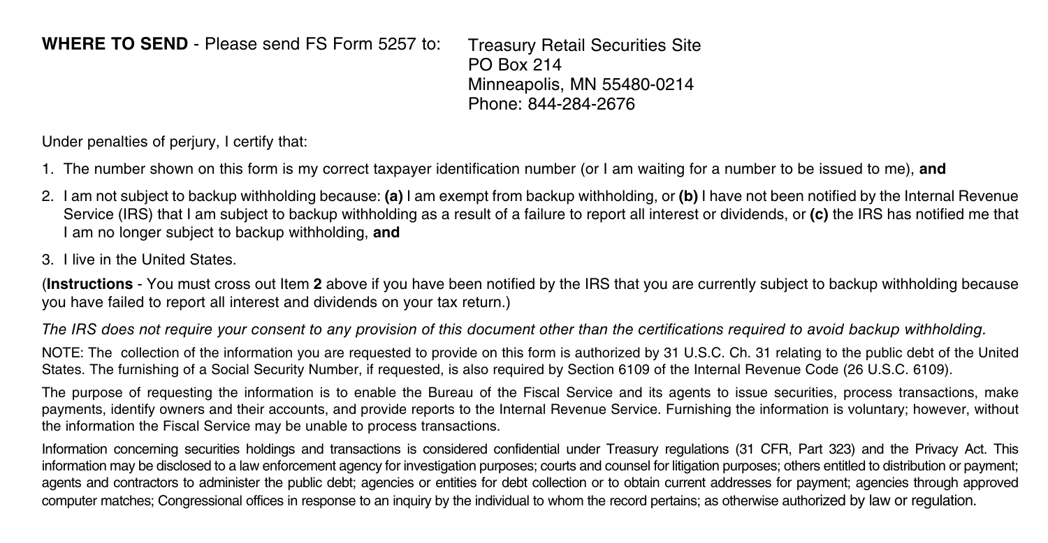**WHERE TO SEND** - Please send FS Form 5257 to:

Treasury Retail Securities Site
PO Box 214
Minneapolis, MN 55480-0214
Phone: 844-284-2676

Under penalties of perjury, I certify that:

1. The number shown on this form is my correct taxpayer identification number (or I am waiting for a number to be issued to me), **and**
2. I am not subject to backup withholding because: **(a)** I am exempt from backup withholding, or **(b)** I have not been notified by the Internal Revenue Service (IRS) that I am subject to backup withholding as a result of a failure to report all interest or dividends, or **(c)** the IRS has notified me that I am no longer subject to backup withholding, **and**
3. I live in the United States.

(**Instructions** - You must cross out Item **2** above if you have been notified by the IRS that you are currently subject to backup withholding because you have failed to report all interest and dividends on your tax return.)

*The IRS does not require your consent to any provision of this document other than the certifications required to avoid backup withholding.*

NOTE: The collection of the information you are requested to provide on this form is authorized by 31 U.S.C. Ch. 31 relating to the public debt of the United States. The furnishing of a Social Security Number, if requested, is also required by Section 6109 of the Internal Revenue Code (26 U.S.C. 6109).

The purpose of requesting the information is to enable the Bureau of the Fiscal Service and its agents to issue securities, process transactions, make payments, identify owners and their accounts, and provide reports to the Internal Revenue Service. Furnishing the information is voluntary; however, without the information the Fiscal Service may be unable to process transactions.

Information concerning securities holdings and transactions is considered confidential under Treasury regulations (31 CFR, Part 323) and the Privacy Act. This information may be disclosed to a law enforcement agency for investigation purposes; courts and counsel for litigation purposes; others entitled to distribution or payment; agents and contractors to administer the public debt; agencies or entities for debt collection or to obtain current addresses for payment; agencies through approved computer matches; Congressional offices in response to an inquiry by the individual to whom the record pertains; as otherwise authorized by law or regulation.